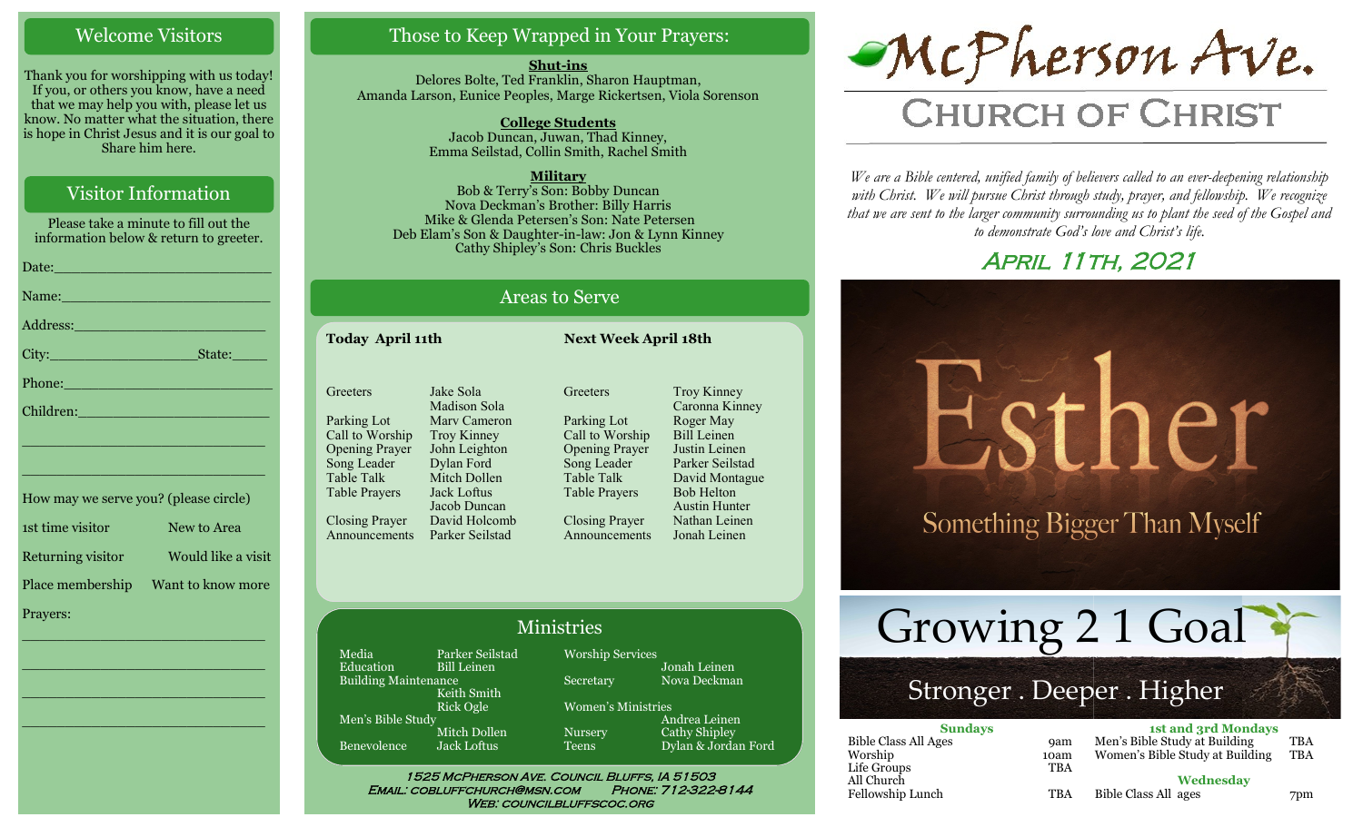## Welcome Visitors

Thank you for worshipping with us today! If you, or others you know, have a need that we may help you with, please let us know. No matter what the situation, there is hope in Christ Jesus and it is our goal to Share him here.

## Visitor Information

Please take a minute to fill out the information below & return to greeter.

Date:_______________________

Name:_______________________

Address:_____________________

City:_______________ State:_____

Phone:_______________________

Children:_____________________

_____________________________

_____________________________

How may we serve you? (please circle)

1st time visitor — New to Area

Returning visitor — Would like a visit

Place membership — Want to know more

Prayers:

_____________________________

_____________________________

_____________________________

_____________________________

## Those to Keep Wrapped in Your Prayers:

**Shut-ins**

Delores Bolte, Ted Franklin, Sharon Hauptman, Amanda Larson, Eunice Peoples, Marge Rickertsen, Viola Sorenson

**College Students**

Jacob Duncan, Juwan, Thad Kinney, Emma Seilstad, Collin Smith, Rachel Smith

**Military**

Bob & Terry's Son: Bobby Duncan
Nova Deckman's Brother: Billy Harris
Mike & Glenda Petersen's Son: Nate Petersen
Deb Elam's Son & Daughter-in-law: Jon & Lynn Kinney
Cathy Shipley's Son: Chris Buckles

## Areas to Serve

| Today April 11th | | Next Week April 18th | |
|---|---|---|---|
| Greeters | Jake Sola, Madison Sola | Greeters | Troy Kinney, Caronna Kinney |
| Parking Lot | Marv Cameron | Parking Lot | Roger May |
| Call to Worship | Troy Kinney | Call to Worship | Bill Leinen |
| Opening Prayer | John Leighton | Opening Prayer | Justin Leinen |
| Song Leader | Dylan Ford | Song Leader | Parker Seilstad |
| Table Talk | Mitch Dollen | Table Talk | David Montague |
| Table Prayers | Jack Loftus, Jacob Duncan | Table Prayers | Bob Helton, Austin Hunter |
| Closing Prayer | David Holcomb | Closing Prayer | Nathan Leinen |
| Announcements | Parker Seilstad | Announcements | Jonah Leinen |

## Ministries

| | | | |
|---|---|---|---|
| Media | Parker Seilstad | Worship Services | Jonah Leinen |
| Education | Bill Leinen | Secretary | Nova Deckman |
| Building Maintenance | Keith Smith, Rick Ogle | Women's Ministries | Andrea Leinen |
| Men's Bible Study | Mitch Dollen | Nursery | Cathy Shipley |
| Benevolence | Jack Loftus | Teens | Dylan & Jordan Ford |

1525 McPherson Ave. Council Bluffs, IA 51503
Email: cobluffchurch@msn.com Phone: 712-322-8144
Web: councilbluffscoc.org

# McPherson Ave.
# Church of Christ

*We are a Bible centered, unified family of believers called to an ever-deepening relationship with Christ. We will pursue Christ through study, prayer, and fellowship. We recognize that we are sent to the larger community surrounding us to plant the seed of the Gospel and to demonstrate God's love and Christ's life.*

## April 11th, 2021

Esther
Something Bigger Than Myself

Growing 2 1 Goal
Stronger . Deeper . Higher

| Sundays | | 1st and 3rd Mondays | |
|---|---|---|---|
| Bible Class All Ages | 9am | Men's Bible Study at Building | TBA |
| Worship | 10am | Women's Bible Study at Building | TBA |
| Life Groups | TBA | **Wednesday** | |
| All Church Fellowship Lunch | TBA | Bible Class All ages | 7pm |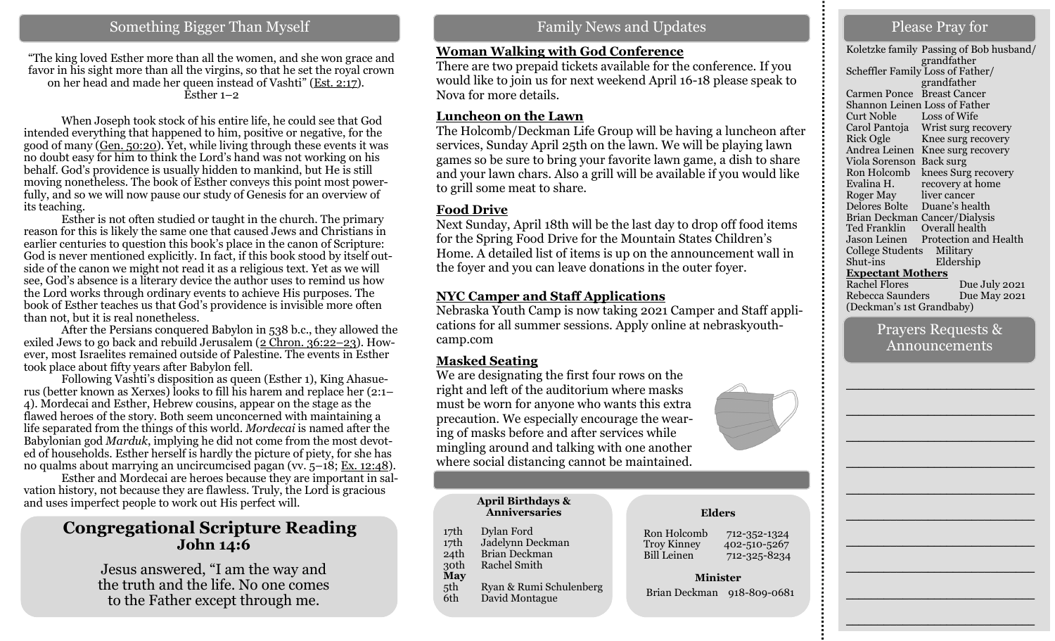## Something Bigger Than Myself

"The king loved Esther more than all the women, and she won grace and favor in his sight more than all the virgins, so that he set the royal crown on her head and made her queen instead of Vashti" (Est. 2:17).
Esther 1–2

When Joseph took stock of his entire life, he could see that God intended everything that happened to him, positive or negative, for the good of many (Gen. 50:20). Yet, while living through these events it was no doubt easy for him to think the Lord's hand was not working on his behalf. God's providence is usually hidden to mankind, but He is still moving nonetheless. The book of Esther conveys this point most powerfully, and so we will now pause our study of Genesis for an overview of its teaching.

Esther is not often studied or taught in the church. The primary reason for this is likely the same one that caused Jews and Christians in earlier centuries to question this book's place in the canon of Scripture: God is never mentioned explicitly. In fact, if this book stood by itself outside of the canon we might not read it as a religious text. Yet as we will see, God's absence is a literary device the author uses to remind us how the Lord works through ordinary events to achieve His purposes. The book of Esther teaches us that God's providence is invisible more often than not, but it is real nonetheless.

After the Persians conquered Babylon in 538 b.c., they allowed the exiled Jews to go back and rebuild Jerusalem (2 Chron. 36:22–23). However, most Israelites remained outside of Palestine. The events in Esther took place about fifty years after Babylon fell.

Following Vashti's disposition as queen (Esther 1), King Ahasuerus (better known as Xerxes) looks to fill his harem and replace her (2:1–4). Mordecai and Esther, Hebrew cousins, appear on the stage as the flawed heroes of the story. Both seem unconcerned with maintaining a life separated from the things of this world. *Mordecai* is named after the Babylonian god *Marduk*, implying he did not come from the most devoted of households. Esther herself is hardly the picture of piety, for she has no qualms about marrying an uncircumcised pagan (vv. 5–18; Ex. 12:48).

Esther and Mordecai are heroes because they are important in salvation history, not because they are flawless. Truly, the Lord is gracious and uses imperfect people to work out His perfect will.

## Congregational Scripture Reading
### John 14:6

Jesus answered, "I am the way and the truth and the life. No one comes to the Father except through me.

## Family News and Updates

**Woman Walking with God Conference**
There are two prepaid tickets available for the conference. If you would like to join us for next weekend April 16-18 please speak to Nova for more details.

**Luncheon on the Lawn**
The Holcomb/Deckman Life Group will be having a luncheon after services, Sunday April 25th on the lawn. We will be playing lawn games so be sure to bring your favorite lawn game, a dish to share and your lawn chars. Also a grill will be available if you would like to grill some meat to share.

**Food Drive**
Next Sunday, April 18th will be the last day to drop off food items for the Spring Food Drive for the Mountain States Children's Home. A detailed list of items is up on the announcement wall in the foyer and you can leave donations in the outer foyer.

**NYC Camper and Staff Applications**
Nebraska Youth Camp is now taking 2021 Camper and Staff applications for all summer sessions. Apply online at nebraskyouthcamp.com

**Masked Seating**
We are designating the first four rows on the right and left of the auditorium where masks must be worn for anyone who wants this extra precaution. We especially encourage the wearing of masks before and after services while mingling around and talking with one another where social distancing cannot be maintained.

**April Birthdays & Anniversaries**

| | |
|---|---|
| 17th | Dylan Ford |
| 17th | Jadelynn Deckman |
| 24th | Brian Deckman |
| 30th | Rachel Smith |
| **May** | |
| 5th | Ryan & Rumi Schulenberg |
| 6th | David Montague |

**Elders**

| | |
|---|---|
| Ron Holcomb | 712-352-1324 |
| Troy Kinney | 402-510-5267 |
| Bill Leinen | 712-325-8234 |

**Minister**

Brian Deckman 918-809-0681

## Please Pray for

| | |
|---|---|
| Koletzke family | Passing of Bob husband/ grandfather |
| Scheffler Family | Loss of Father/ grandfather |
| Carmen Ponce | Breast Cancer |
| Shannon Leinen | Loss of Father |
| Curt Noble | Loss of Wife |
| Carol Pantoja | Wrist surg recovery |
| Rick Ogle | Knee surg recovery |
| Andrea Leinen | Knee surg recovery |
| Viola Sorenson | Back surg |
| Ron Holcomb | knees Surg recovery |
| Evalina H. | recovery at home |
| Roger May | liver cancer |
| Delores Bolte | Duane's health |
| Brian Deckman | Cancer/Dialysis |
| Ted Franklin | Overall health |
| Jason Leinen | Protection and Health |
| College Students | Military |
| Shut-ins | Eldership |

**Expectant Mothers**

| | |
|---|---|
| Rachel Flores | Due July 2021 |
| Rebecca Saunders | Due May 2021 |

(Deckman's 1st Grandbaby)

## Prayers Requests & Announcements